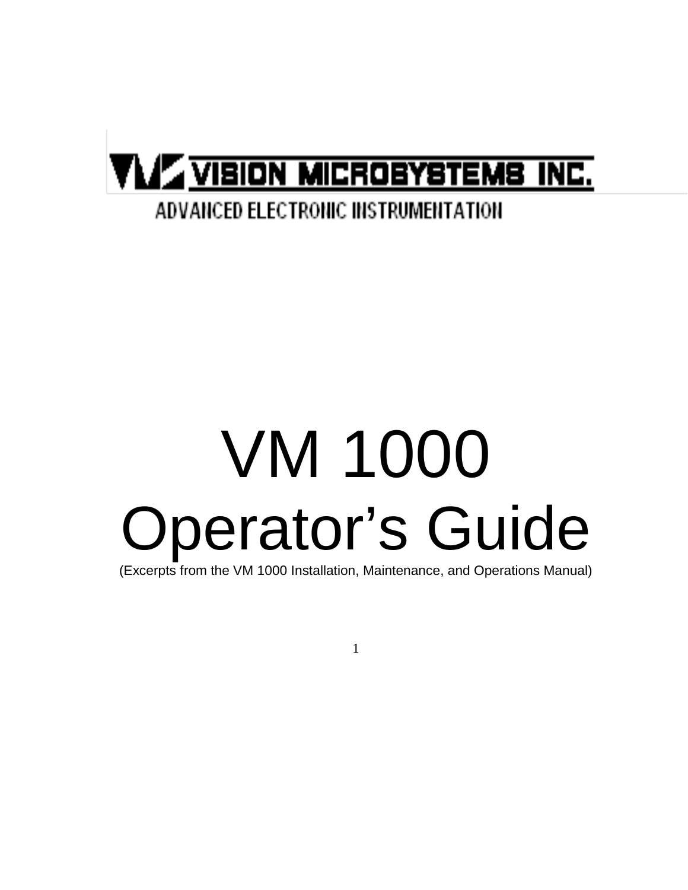VISION MICROSYSTEMS INC.

ADVANCED ELECTRONIC INSTRUMENTATION

# VM 1000
# Operator's Guide

(Excerpts from the VM 1000 Installation, Maintenance, and Operations Manual)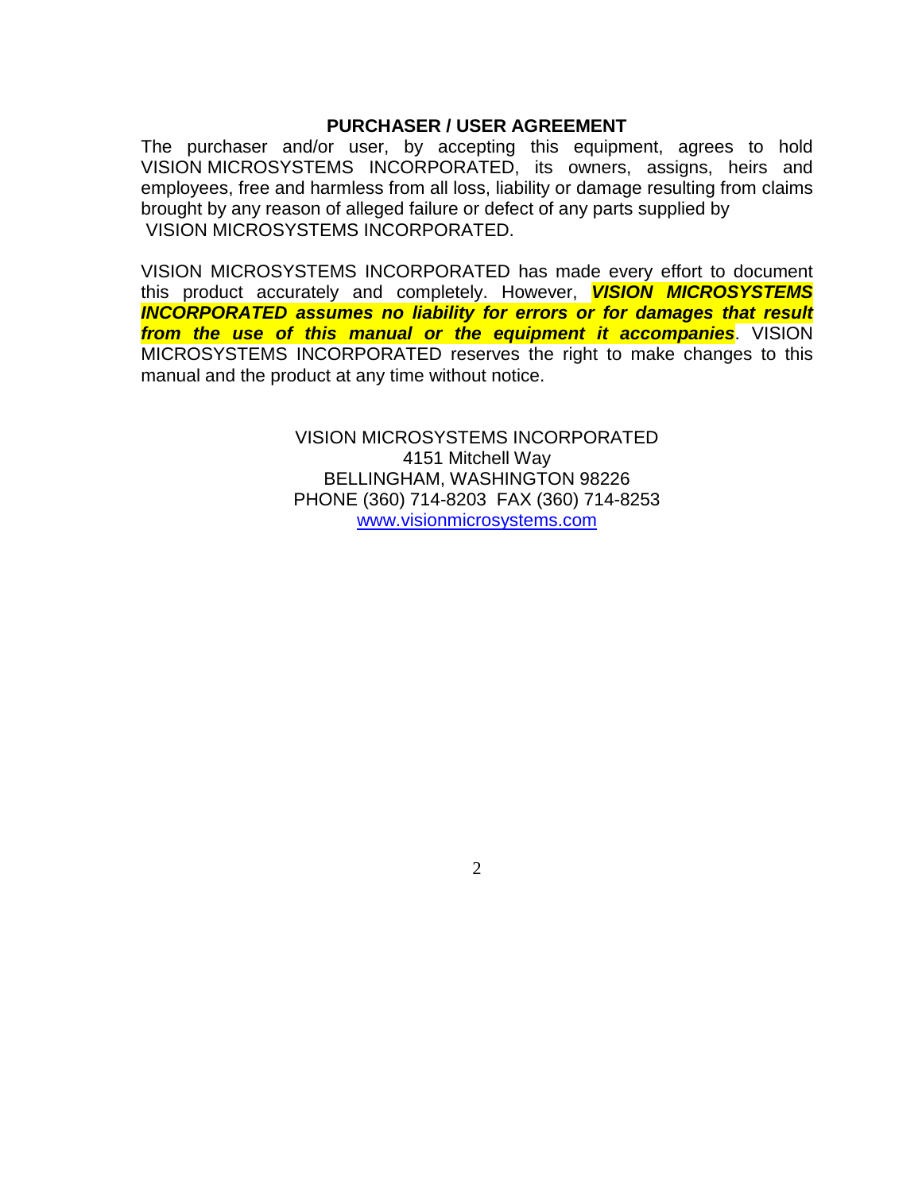## PURCHASER / USER AGREEMENT

The purchaser and/or user, by accepting this equipment, agrees to hold VISION MICROSYSTEMS INCORPORATED, its owners, assigns, heirs and employees, free and harmless from all loss, liability or damage resulting from claims brought by any reason of alleged failure or defect of any parts supplied by VISION MICROSYSTEMS INCORPORATED.

VISION MICROSYSTEMS INCORPORATED has made every effort to document this product accurately and completely. However, ***VISION MICROSYSTEMS INCORPORATED assumes no liability for errors or for damages that result from the use of this manual or the equipment it accompanies***. VISION MICROSYSTEMS INCORPORATED reserves the right to make changes to this manual and the product at any time without notice.

VISION MICROSYSTEMS INCORPORATED
4151 Mitchell Way
BELLINGHAM, WASHINGTON 98226
PHONE (360) 714-8203 FAX (360) 714-8253
www.visionmicrosystems.com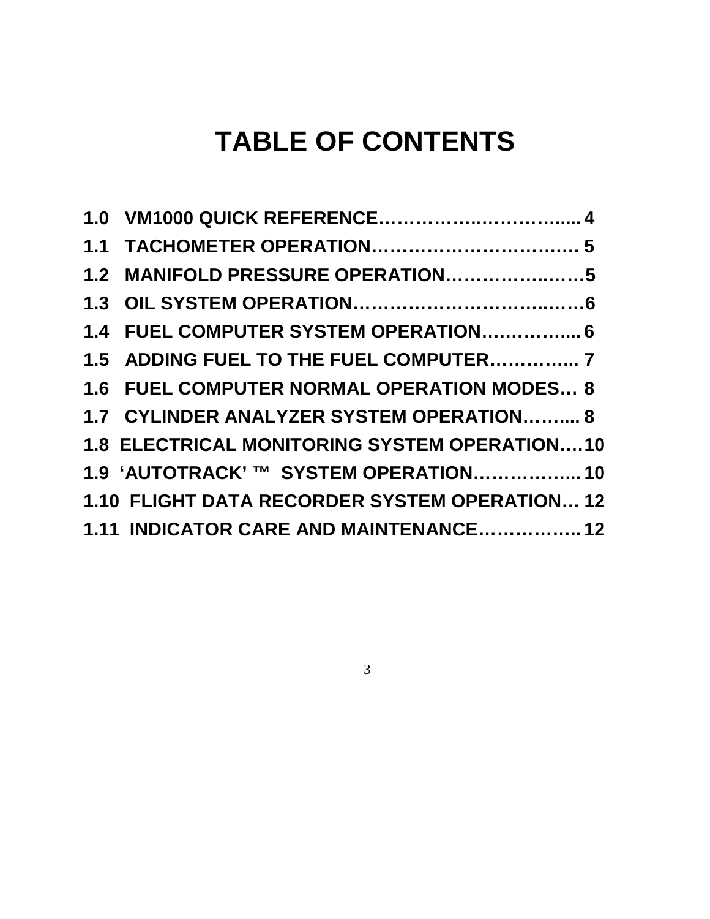# TABLE OF CONTENTS

**1.0 VM1000 QUICK REFERENCE……………..…………..... 4**

**1.1 TACHOMETER OPERATION……………………….…. 5**

**1.2 MANIFOLD PRESSURE OPERATION……………..……5**

**1.3 OIL SYSTEM OPERATION…………………………..……6**

**1.4 FUEL COMPUTER SYSTEM OPERATION….………..... 6**

**1.5 ADDING FUEL TO THE FUEL COMPUTER………….... 7**

**1.6 FUEL COMPUTER NORMAL OPERATION MODES… 8**

**1.7 CYLINDER ANALYZER SYSTEM OPERATION……..... 8**

**1.8 ELECTRICAL MONITORING SYSTEM OPERATION….10**

**1.9 'AUTOTRACK' ™ SYSTEM OPERATION…………….... 10**

**1.10 FLIGHT DATA RECORDER SYSTEM OPERATION… 12**

**1.11 INDICATOR CARE AND MAINTENANCE…………….. 12**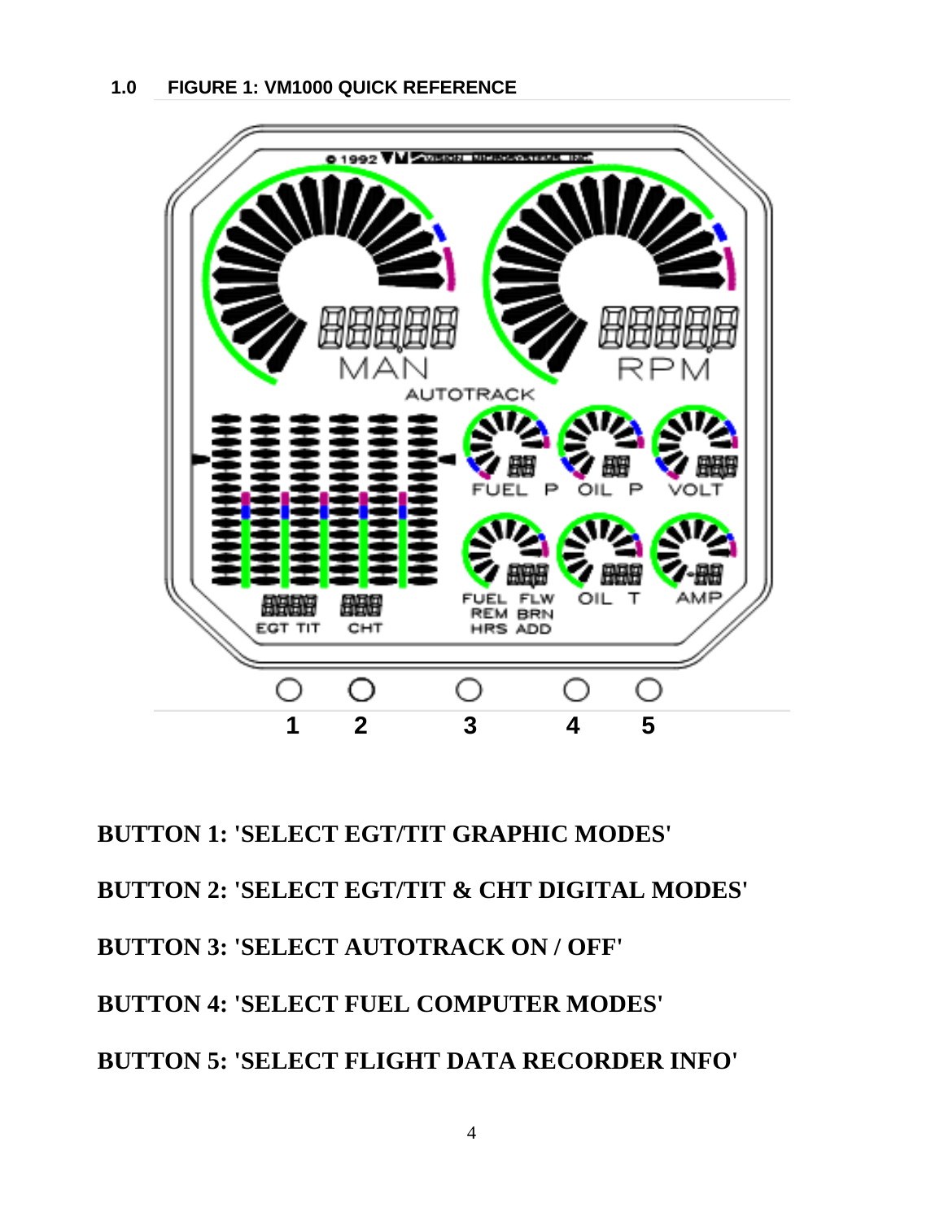## 1.0 FIGURE 1: VM1000 QUICK REFERENCE

**BUTTON 1: 'SELECT EGT/TIT GRAPHIC MODES'**

**BUTTON 2: 'SELECT EGT/TIT & CHT DIGITAL MODES'**

**BUTTON 3: 'SELECT AUTOTRACK ON / OFF'**

**BUTTON 4: 'SELECT FUEL COMPUTER MODES'**

**BUTTON 5: 'SELECT FLIGHT DATA RECORDER INFO'**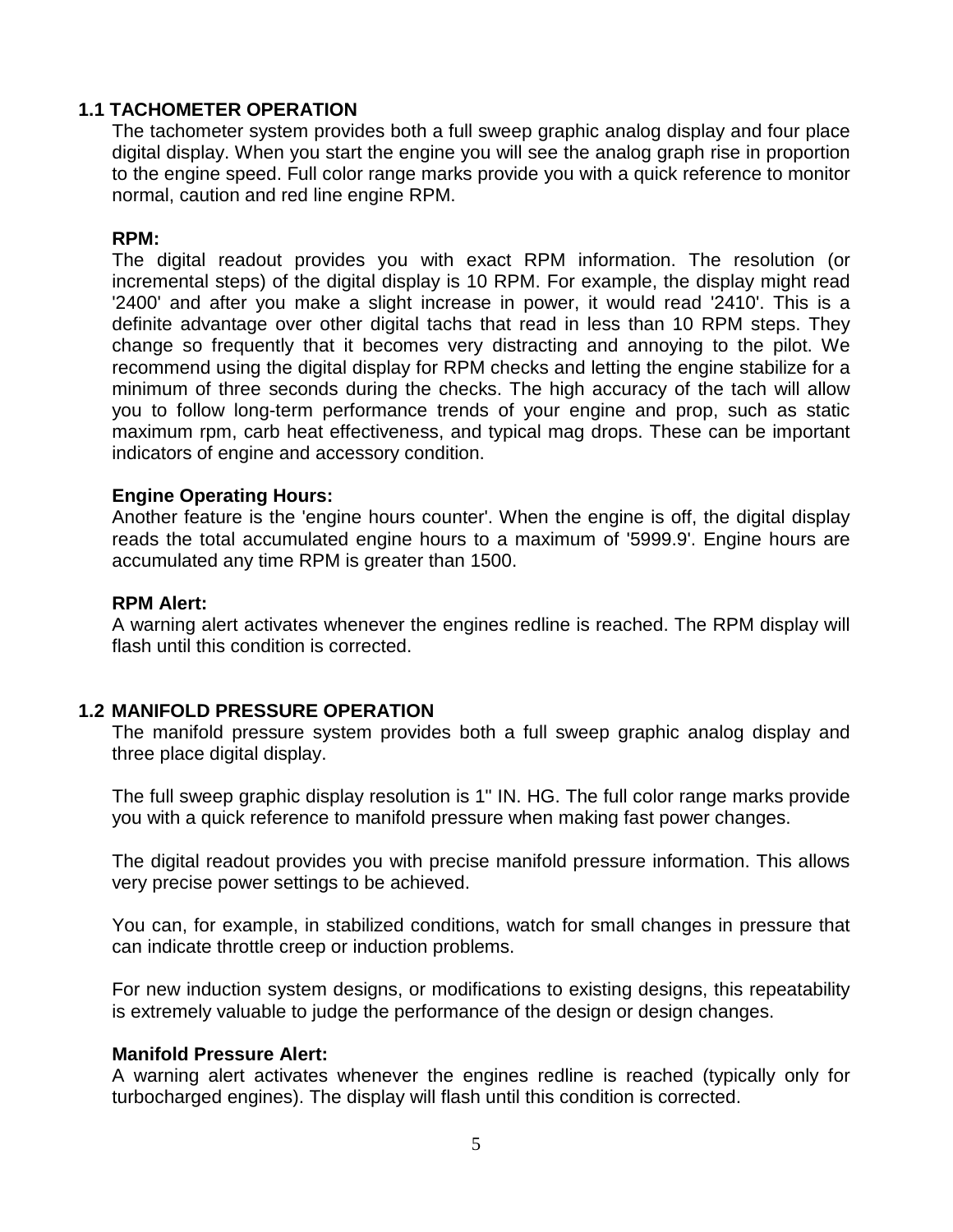## 1.1 TACHOMETER OPERATION

The tachometer system provides both a full sweep graphic analog display and four place digital display. When you start the engine you will see the analog graph rise in proportion to the engine speed. Full color range marks provide you with a quick reference to monitor normal, caution and red line engine RPM.

**RPM:**

The digital readout provides you with exact RPM information. The resolution (or incremental steps) of the digital display is 10 RPM. For example, the display might read '2400' and after you make a slight increase in power, it would read '2410'. This is a definite advantage over other digital tachs that read in less than 10 RPM steps. They change so frequently that it becomes very distracting and annoying to the pilot. We recommend using the digital display for RPM checks and letting the engine stabilize for a minimum of three seconds during the checks. The high accuracy of the tach will allow you to follow long-term performance trends of your engine and prop, such as static maximum rpm, carb heat effectiveness, and typical mag drops. These can be important indicators of engine and accessory condition.

**Engine Operating Hours:**

Another feature is the 'engine hours counter'. When the engine is off, the digital display reads the total accumulated engine hours to a maximum of '5999.9'. Engine hours are accumulated any time RPM is greater than 1500.

**RPM Alert:**

A warning alert activates whenever the engines redline is reached. The RPM display will flash until this condition is corrected.

## 1.2 MANIFOLD PRESSURE OPERATION

The manifold pressure system provides both a full sweep graphic analog display and three place digital display.

The full sweep graphic display resolution is 1" IN. HG. The full color range marks provide you with a quick reference to manifold pressure when making fast power changes.

The digital readout provides you with precise manifold pressure information. This allows very precise power settings to be achieved.

You can, for example, in stabilized conditions, watch for small changes in pressure that can indicate throttle creep or induction problems.

For new induction system designs, or modifications to existing designs, this repeatability is extremely valuable to judge the performance of the design or design changes.

**Manifold Pressure Alert:**

A warning alert activates whenever the engines redline is reached (typically only for turbocharged engines). The display will flash until this condition is corrected.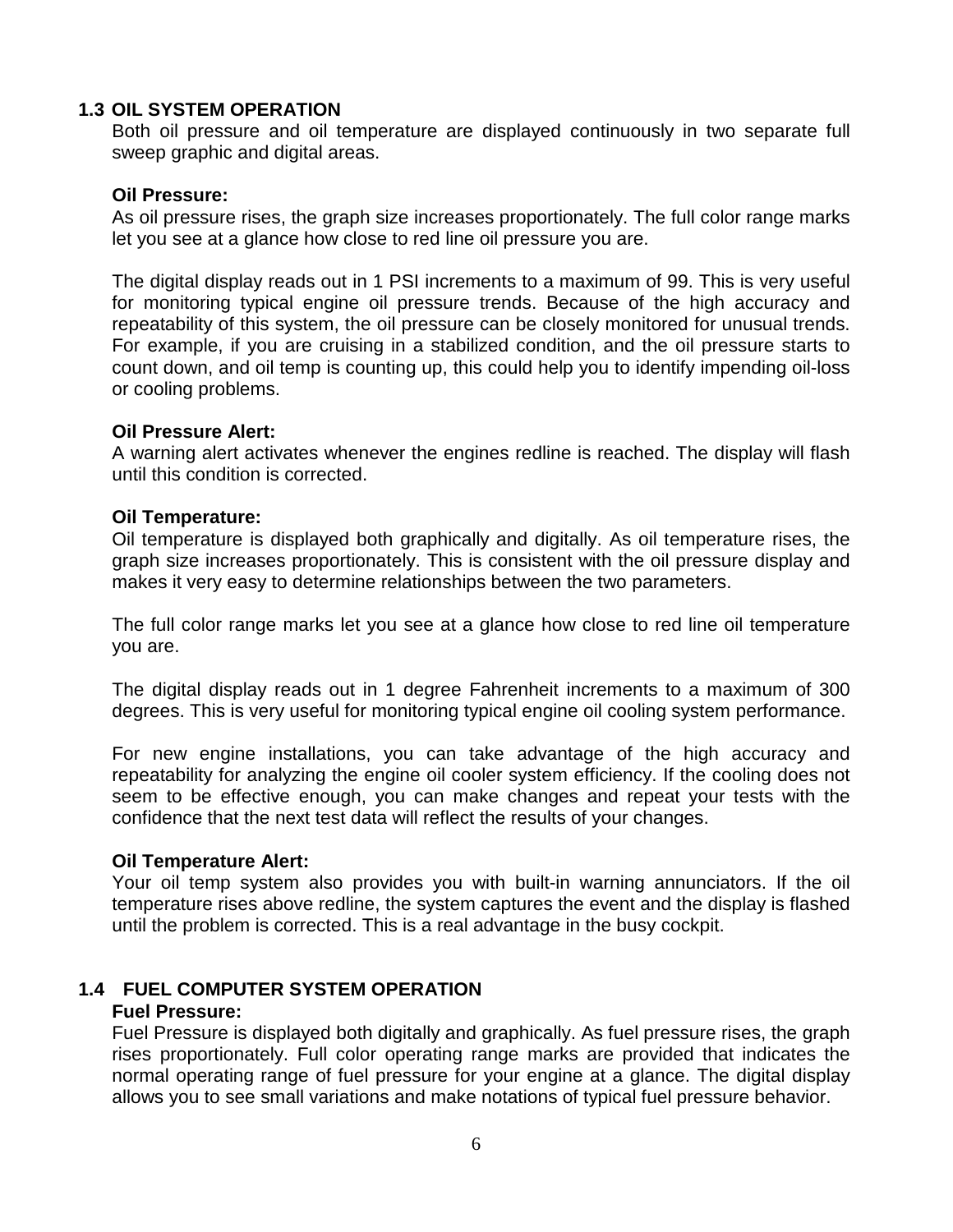## 1.3 OIL SYSTEM OPERATION

Both oil pressure and oil temperature are displayed continuously in two separate full sweep graphic and digital areas.

**Oil Pressure:**

As oil pressure rises, the graph size increases proportionately. The full color range marks let you see at a glance how close to red line oil pressure you are.

The digital display reads out in 1 PSI increments to a maximum of 99. This is very useful for monitoring typical engine oil pressure trends. Because of the high accuracy and repeatability of this system, the oil pressure can be closely monitored for unusual trends. For example, if you are cruising in a stabilized condition, and the oil pressure starts to count down, and oil temp is counting up, this could help you to identify impending oil-loss or cooling problems.

**Oil Pressure Alert:**

A warning alert activates whenever the engines redline is reached. The display will flash until this condition is corrected.

**Oil Temperature:**

Oil temperature is displayed both graphically and digitally. As oil temperature rises, the graph size increases proportionately. This is consistent with the oil pressure display and makes it very easy to determine relationships between the two parameters.

The full color range marks let you see at a glance how close to red line oil temperature you are.

The digital display reads out in 1 degree Fahrenheit increments to a maximum of 300 degrees. This is very useful for monitoring typical engine oil cooling system performance.

For new engine installations, you can take advantage of the high accuracy and repeatability for analyzing the engine oil cooler system efficiency. If the cooling does not seem to be effective enough, you can make changes and repeat your tests with the confidence that the next test data will reflect the results of your changes.

**Oil Temperature Alert:**

Your oil temp system also provides you with built-in warning annunciators. If the oil temperature rises above redline, the system captures the event and the display is flashed until the problem is corrected. This is a real advantage in the busy cockpit.

## 1.4 FUEL COMPUTER SYSTEM OPERATION

**Fuel Pressure:**

Fuel Pressure is displayed both digitally and graphically. As fuel pressure rises, the graph rises proportionately. Full color operating range marks are provided that indicates the normal operating range of fuel pressure for your engine at a glance. The digital display allows you to see small variations and make notations of typical fuel pressure behavior.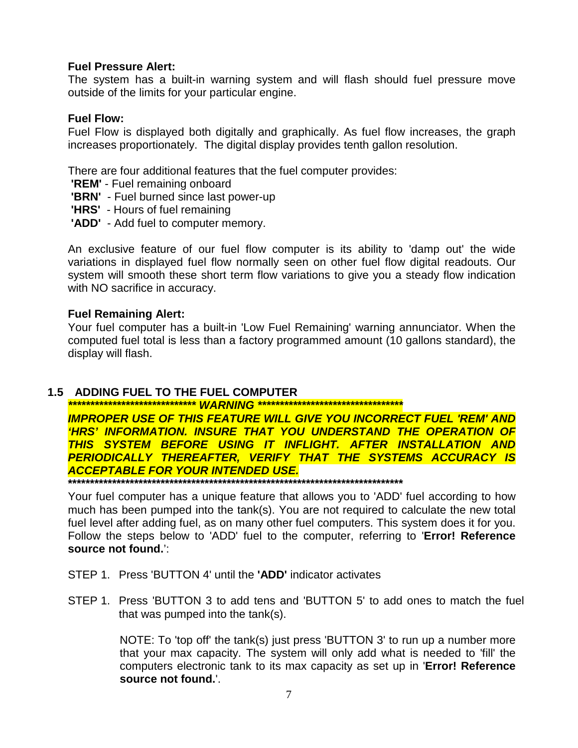**Fuel Pressure Alert:**
The system has a built-in warning system and will flash should fuel pressure move outside of the limits for your particular engine.

**Fuel Flow:**
Fuel Flow is displayed both digitally and graphically. As fuel flow increases, the graph increases proportionately. The digital display provides tenth gallon resolution.

There are four additional features that the fuel computer provides:
**'REM'** - Fuel remaining onboard
**'BRN'** - Fuel burned since last power-up
**'HRS'** - Hours of fuel remaining
**'ADD'** - Add fuel to computer memory.

An exclusive feature of our fuel flow computer is its ability to 'damp out' the wide variations in displayed fuel flow normally seen on other fuel flow digital readouts. Our system will smooth these short term flow variations to give you a steady flow indication with NO sacrifice in accuracy.

**Fuel Remaining Alert:**
Your fuel computer has a built-in 'Low Fuel Remaining' warning annunciator. When the computed fuel total is less than a factory programmed amount (10 gallons standard), the display will flash.

## 1.5 ADDING FUEL TO THE FUEL COMPUTER

***\*\*\*\*\*\*\*\*\*\*\*\*\*\*\*\*\*\*\*\*\*\*\*\*\*\*\*\*\*\* WARNING \*\*\*\*\*\*\*\*\*\*\*\*\*\*\*\*\*\*\*\*\*\*\*\*\*\*\*\*\*\*\*\*\*\*\*\****

***IMPROPER USE OF THIS FEATURE WILL GIVE YOU INCORRECT FUEL 'REM' AND 'HRS' INFORMATION. INSURE THAT YOU UNDERSTAND THE OPERATION OF THIS SYSTEM BEFORE USING IT INFLIGHT. AFTER INSTALLATION AND PERIODICALLY THEREAFTER, VERIFY THAT THE SYSTEMS ACCURACY IS ACCEPTABLE FOR YOUR INTENDED USE.***

**\*\*\*\*\*\*\*\*\*\*\*\*\*\*\*\*\*\*\*\*\*\*\*\*\*\*\*\*\*\*\*\*\*\*\*\*\*\*\*\*\*\*\*\*\*\*\*\*\*\*\*\*\*\*\*\*\*\*\*\*\*\*\*\*\*\*\*\*\*\*\*\*\*\*\*\*\*\*\***

Your fuel computer has a unique feature that allows you to 'ADD' fuel according to how much has been pumped into the tank(s). You are not required to calculate the new total fuel level after adding fuel, as on many other fuel computers. This system does it for you. Follow the steps below to 'ADD' fuel to the computer, referring to '**Error! Reference source not found.**':

STEP 1. Press 'BUTTON 4' until the **'ADD'** indicator activates

STEP 1. Press 'BUTTON 3 to add tens and 'BUTTON 5' to add ones to match the fuel that was pumped into the tank(s).

NOTE: To 'top off' the tank(s) just press 'BUTTON 3' to run up a number more that your max capacity. The system will only add what is needed to 'fill' the computers electronic tank to its max capacity as set up in '**Error! Reference source not found.**'.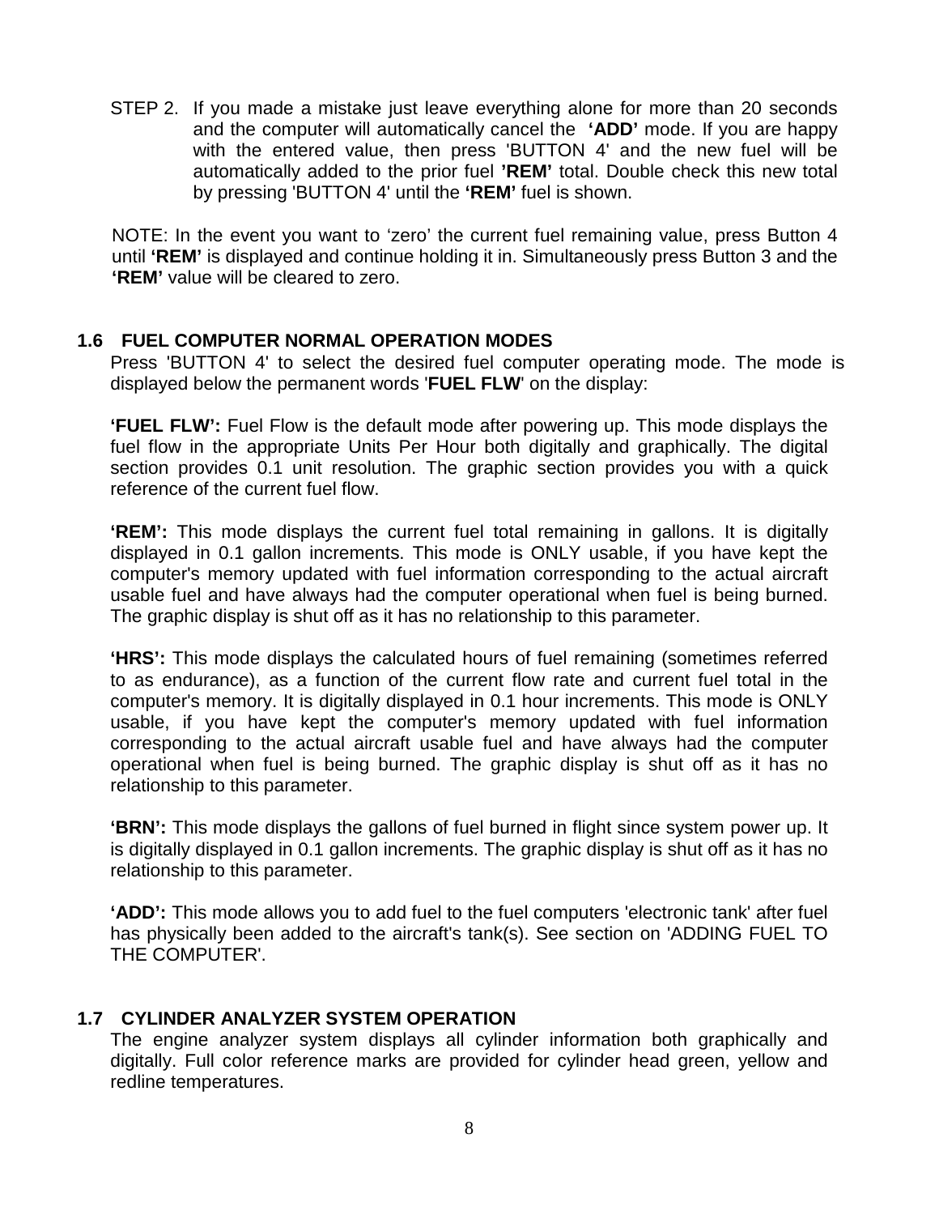STEP 2. If you made a mistake just leave everything alone for more than 20 seconds and the computer will automatically cancel the **'ADD'** mode. If you are happy with the entered value, then press 'BUTTON 4' and the new fuel will be automatically added to the prior fuel **'REM'** total. Double check this new total by pressing 'BUTTON 4' until the **'REM'** fuel is shown.

NOTE: In the event you want to 'zero' the current fuel remaining value, press Button 4 until **'REM'** is displayed and continue holding it in. Simultaneously press Button 3 and the **'REM'** value will be cleared to zero.

## 1.6 FUEL COMPUTER NORMAL OPERATION MODES

Press 'BUTTON 4' to select the desired fuel computer operating mode. The mode is displayed below the permanent words '**FUEL FLW**' on the display:

**'FUEL FLW':** Fuel Flow is the default mode after powering up. This mode displays the fuel flow in the appropriate Units Per Hour both digitally and graphically. The digital section provides 0.1 unit resolution. The graphic section provides you with a quick reference of the current fuel flow.

**'REM':** This mode displays the current fuel total remaining in gallons. It is digitally displayed in 0.1 gallon increments. This mode is ONLY usable, if you have kept the computer's memory updated with fuel information corresponding to the actual aircraft usable fuel and have always had the computer operational when fuel is being burned. The graphic display is shut off as it has no relationship to this parameter.

**'HRS':** This mode displays the calculated hours of fuel remaining (sometimes referred to as endurance), as a function of the current flow rate and current fuel total in the computer's memory. It is digitally displayed in 0.1 hour increments. This mode is ONLY usable, if you have kept the computer's memory updated with fuel information corresponding to the actual aircraft usable fuel and have always had the computer operational when fuel is being burned. The graphic display is shut off as it has no relationship to this parameter.

**'BRN':** This mode displays the gallons of fuel burned in flight since system power up. It is digitally displayed in 0.1 gallon increments. The graphic display is shut off as it has no relationship to this parameter.

**'ADD':** This mode allows you to add fuel to the fuel computers 'electronic tank' after fuel has physically been added to the aircraft's tank(s). See section on 'ADDING FUEL TO THE COMPUTER'.

## 1.7 CYLINDER ANALYZER SYSTEM OPERATION

The engine analyzer system displays all cylinder information both graphically and digitally. Full color reference marks are provided for cylinder head green, yellow and redline temperatures.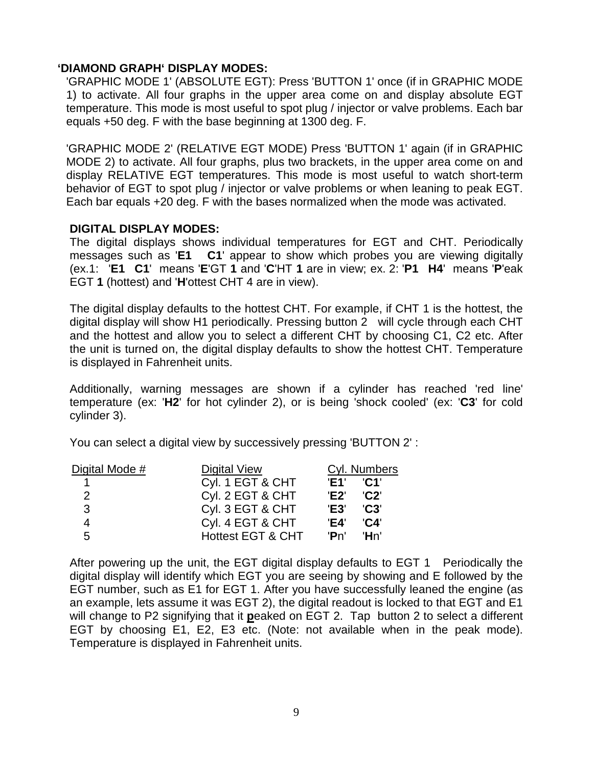## ‘DIAMOND GRAPH‘ DISPLAY MODES:

'GRAPHIC MODE 1' (ABSOLUTE EGT): Press 'BUTTON 1' once (if in GRAPHIC MODE 1) to activate. All four graphs in the upper area come on and display absolute EGT temperature. This mode is most useful to spot plug / injector or valve problems. Each bar equals +50 deg. F with the base beginning at 1300 deg. F.

'GRAPHIC MODE 2' (RELATIVE EGT MODE) Press 'BUTTON 1' again (if in GRAPHIC MODE 2) to activate. All four graphs, plus two brackets, in the upper area come on and display RELATIVE EGT temperatures. This mode is most useful to watch short-term behavior of EGT to spot plug / injector or valve problems or when leaning to peak EGT. Each bar equals +20 deg. F with the bases normalized when the mode was activated.

## DIGITAL DISPLAY MODES:

The digital displays shows individual temperatures for EGT and CHT. Periodically messages such as '**E1 C1**' appear to show which probes you are viewing digitally (ex.1: '**E1 C1**' means '**E**'GT **1** and '**C**'HT **1** are in view; ex. 2: '**P1 H4**' means '**P**'eak EGT **1** (hottest) and '**H**'ottest CHT 4 are in view).

The digital display defaults to the hottest CHT. For example, if CHT 1 is the hottest, the digital display will show H1 periodically. Pressing button 2 will cycle through each CHT and the hottest and allow you to select a different CHT by choosing C1, C2 etc. After the unit is turned on, the digital display defaults to show the hottest CHT. Temperature is displayed in Fahrenheit units.

Additionally, warning messages are shown if a cylinder has reached 'red line' temperature (ex: '**H2**' for hot cylinder 2), or is being 'shock cooled' (ex: '**C3**' for cold cylinder 3).

You can select a digital view by successively pressing 'BUTTON 2' :

| Digital Mode # | Digital View | Cyl. Numbers | |
|---|---|---|---|
| 1 | Cyl. 1 EGT & CHT | '**E1**' | '**C1**' |
| 2 | Cyl. 2 EGT & CHT | '**E2**' | '**C2**' |
| 3 | Cyl. 3 EGT & CHT | '**E3**' | '**C3**' |
| 4 | Cyl. 4 EGT & CHT | '**E4**' | '**C4**' |
| 5 | Hottest EGT & CHT | '**P**n' | '**H**n' |

After powering up the unit, the EGT digital display defaults to EGT 1 Periodically the digital display will identify which EGT you are seeing by showing and E followed by the EGT number, such as E1 for EGT 1. After you have successfully leaned the engine (as an example, lets assume it was EGT 2), the digital readout is locked to that EGT and E1 will change to P2 signifying that it **p**eaked on EGT 2. Tap button 2 to select a different EGT by choosing E1, E2, E3 etc. (Note: not available when in the peak mode). Temperature is displayed in Fahrenheit units.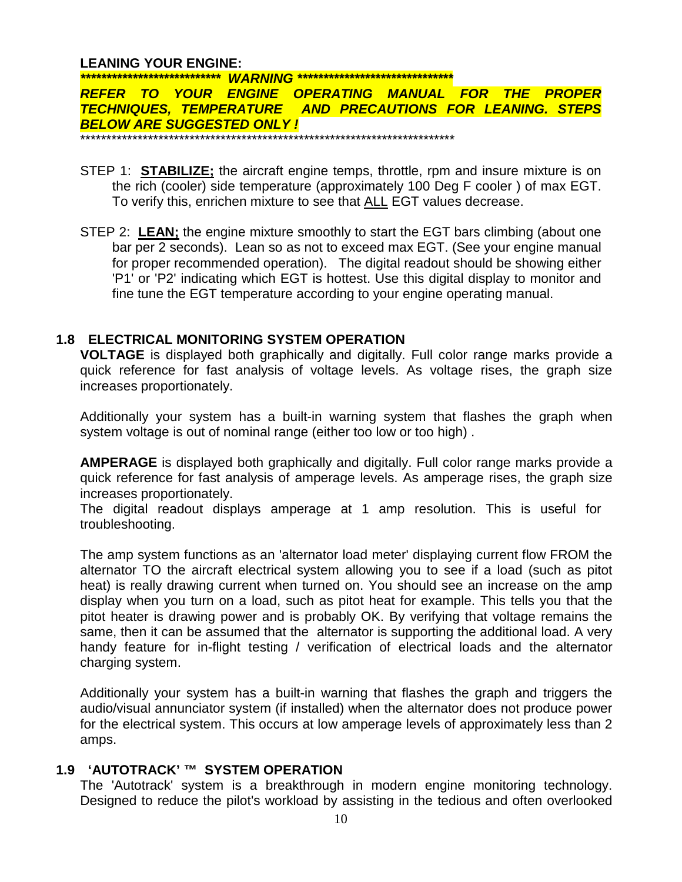**LEANING YOUR ENGINE:**

***************************** *WARNING* ********************************

***REFER TO YOUR ENGINE OPERATING MANUAL FOR THE PROPER TECHNIQUES, TEMPERATURE AND PRECAUTIONS FOR LEANING. STEPS BELOW ARE SUGGESTED ONLY !***

****************************************************************************

STEP 1: **STABILIZE;** the aircraft engine temps, throttle, rpm and insure mixture is on the rich (cooler) side temperature (approximately 100 Deg F cooler ) of max EGT. To verify this, enrichen mixture to see that ALL EGT values decrease.

STEP 2: **LEAN;** the engine mixture smoothly to start the EGT bars climbing (about one bar per 2 seconds). Lean so as not to exceed max EGT. (See your engine manual for proper recommended operation). The digital readout should be showing either 'P1' or 'P2' indicating which EGT is hottest. Use this digital display to monitor and fine tune the EGT temperature according to your engine operating manual.

## 1.8 ELECTRICAL MONITORING SYSTEM OPERATION

**VOLTAGE** is displayed both graphically and digitally. Full color range marks provide a quick reference for fast analysis of voltage levels. As voltage rises, the graph size increases proportionately.

Additionally your system has a built-in warning system that flashes the graph when system voltage is out of nominal range (either too low or too high) .

**AMPERAGE** is displayed both graphically and digitally. Full color range marks provide a quick reference for fast analysis of amperage levels. As amperage rises, the graph size increases proportionately.
The digital readout displays amperage at 1 amp resolution. This is useful for troubleshooting.

The amp system functions as an 'alternator load meter' displaying current flow FROM the alternator TO the aircraft electrical system allowing you to see if a load (such as pitot heat) is really drawing current when turned on. You should see an increase on the amp display when you turn on a load, such as pitot heat for example. This tells you that the pitot heater is drawing power and is probably OK. By verifying that voltage remains the same, then it can be assumed that the alternator is supporting the additional load. A very handy feature for in-flight testing / verification of electrical loads and the alternator charging system.

Additionally your system has a built-in warning that flashes the graph and triggers the audio/visual annunciator system (if installed) when the alternator does not produce power for the electrical system. This occurs at low amperage levels of approximately less than 2 amps.

## 1.9 'AUTOTRACK' ™ SYSTEM OPERATION

The 'Autotrack' system is a breakthrough in modern engine monitoring technology. Designed to reduce the pilot's workload by assisting in the tedious and often overlooked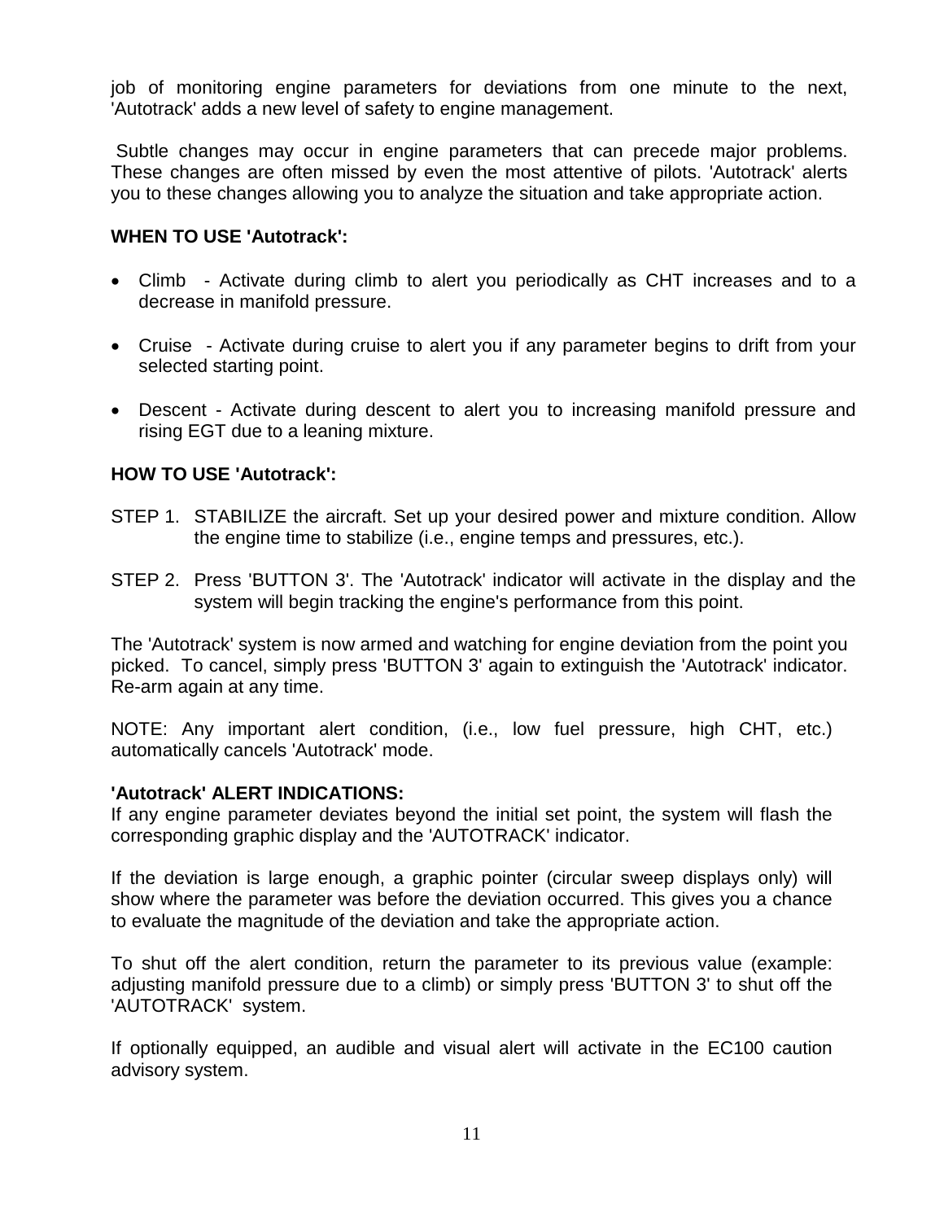job of monitoring engine parameters for deviations from one minute to the next, 'Autotrack' adds a new level of safety to engine management.

Subtle changes may occur in engine parameters that can precede major problems. These changes are often missed by even the most attentive of pilots. 'Autotrack' alerts you to these changes allowing you to analyze the situation and take appropriate action.

**WHEN TO USE 'Autotrack':**

- Climb - Activate during climb to alert you periodically as CHT increases and to a decrease in manifold pressure.
- Cruise - Activate during cruise to alert you if any parameter begins to drift from your selected starting point.
- Descent - Activate during descent to alert you to increasing manifold pressure and rising EGT due to a leaning mixture.

**HOW TO USE 'Autotrack':**

STEP 1. STABILIZE the aircraft. Set up your desired power and mixture condition. Allow the engine time to stabilize (i.e., engine temps and pressures, etc.).

STEP 2. Press 'BUTTON 3'. The 'Autotrack' indicator will activate in the display and the system will begin tracking the engine's performance from this point.

The 'Autotrack' system is now armed and watching for engine deviation from the point you picked. To cancel, simply press 'BUTTON 3' again to extinguish the 'Autotrack' indicator. Re-arm again at any time.

NOTE: Any important alert condition, (i.e., low fuel pressure, high CHT, etc.) automatically cancels 'Autotrack' mode.

**'Autotrack' ALERT INDICATIONS:**
If any engine parameter deviates beyond the initial set point, the system will flash the corresponding graphic display and the 'AUTOTRACK' indicator.

If the deviation is large enough, a graphic pointer (circular sweep displays only) will show where the parameter was before the deviation occurred. This gives you a chance to evaluate the magnitude of the deviation and take the appropriate action.

To shut off the alert condition, return the parameter to its previous value (example: adjusting manifold pressure due to a climb) or simply press 'BUTTON 3' to shut off the 'AUTOTRACK' system.

If optionally equipped, an audible and visual alert will activate in the EC100 caution advisory system.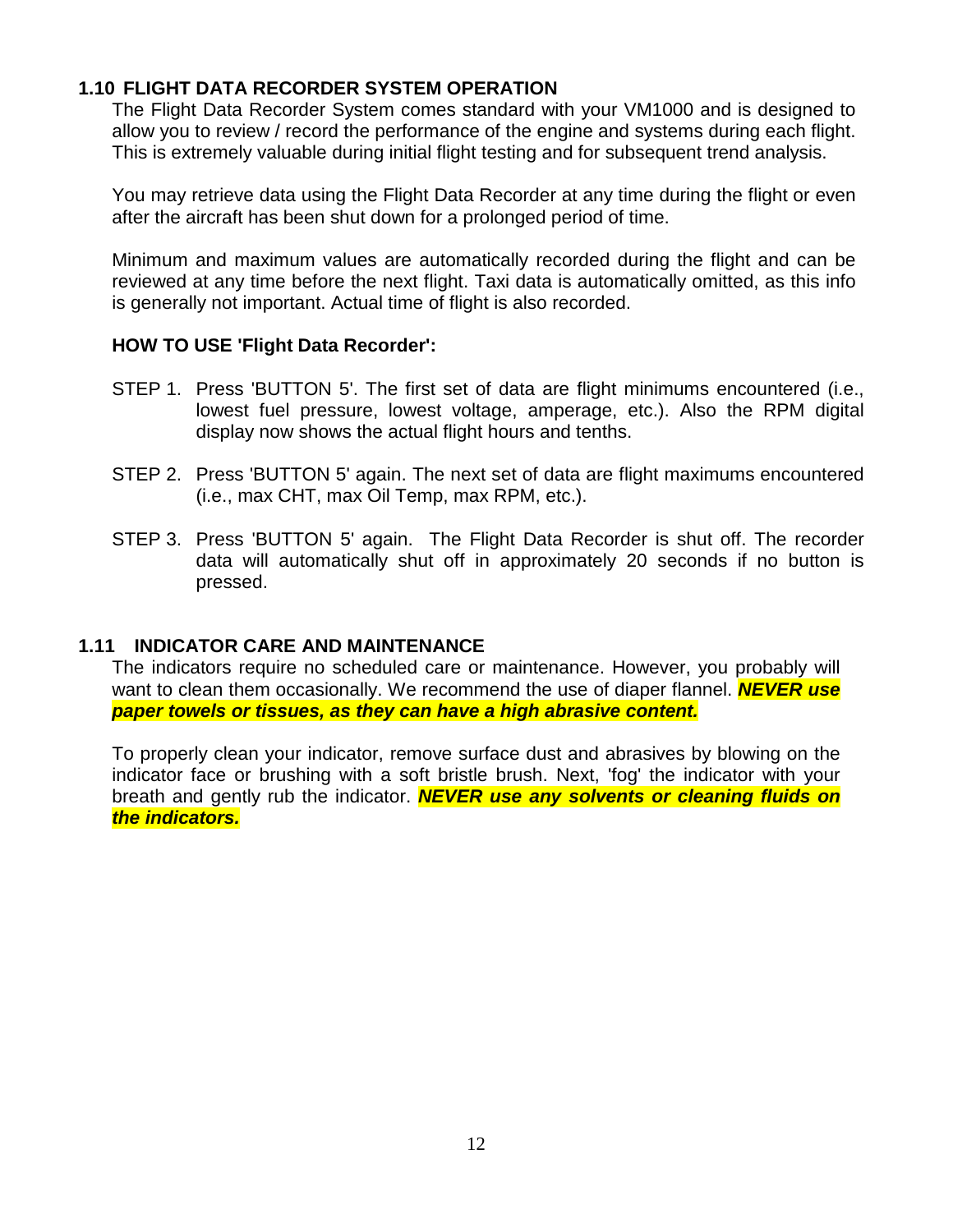## 1.10 FLIGHT DATA RECORDER SYSTEM OPERATION

The Flight Data Recorder System comes standard with your VM1000 and is designed to allow you to review / record the performance of the engine and systems during each flight. This is extremely valuable during initial flight testing and for subsequent trend analysis.

You may retrieve data using the Flight Data Recorder at any time during the flight or even after the aircraft has been shut down for a prolonged period of time.

Minimum and maximum values are automatically recorded during the flight and can be reviewed at any time before the next flight. Taxi data is automatically omitted, as this info is generally not important. Actual time of flight is also recorded.

**HOW TO USE 'Flight Data Recorder':**

STEP 1. Press 'BUTTON 5'. The first set of data are flight minimums encountered (i.e., lowest fuel pressure, lowest voltage, amperage, etc.). Also the RPM digital display now shows the actual flight hours and tenths.

STEP 2. Press 'BUTTON 5' again. The next set of data are flight maximums encountered (i.e., max CHT, max Oil Temp, max RPM, etc.).

STEP 3. Press 'BUTTON 5' again. The Flight Data Recorder is shut off. The recorder data will automatically shut off in approximately 20 seconds if no button is pressed.

## 1.11 INDICATOR CARE AND MAINTENANCE

The indicators require no scheduled care or maintenance. However, you probably will want to clean them occasionally. We recommend the use of diaper flannel. ***NEVER use paper towels or tissues, as they can have a high abrasive content.***

To properly clean your indicator, remove surface dust and abrasives by blowing on the indicator face or brushing with a soft bristle brush. Next, 'fog' the indicator with your breath and gently rub the indicator. ***NEVER use any solvents or cleaning fluids on the indicators.***